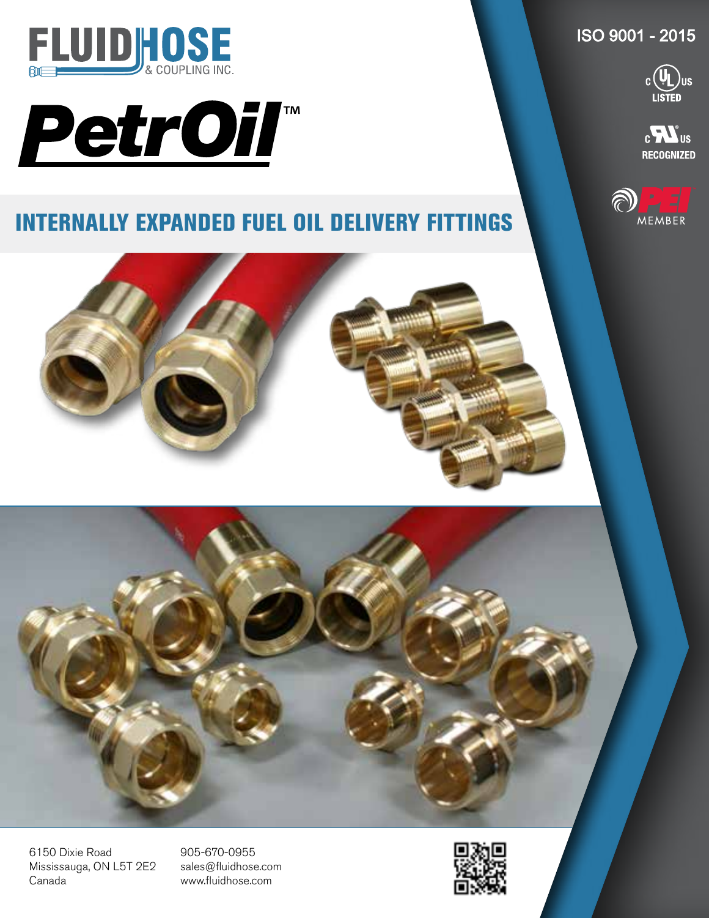# FLUIDHOSE

& COUPLING INC.

# PetrOil™

ISO 9001 - 2015

c UL us LISTED

c RU us RECOGNIZED

PEI MEMBER

## INTERNALLY EXPANDED FUEL OIL DELIVERY FITTINGS

6150 Dixie Road
Mississauga, ON L5T 2E2
Canada

905-670-0955
sales@fluidhose.com
www.fluidhose.com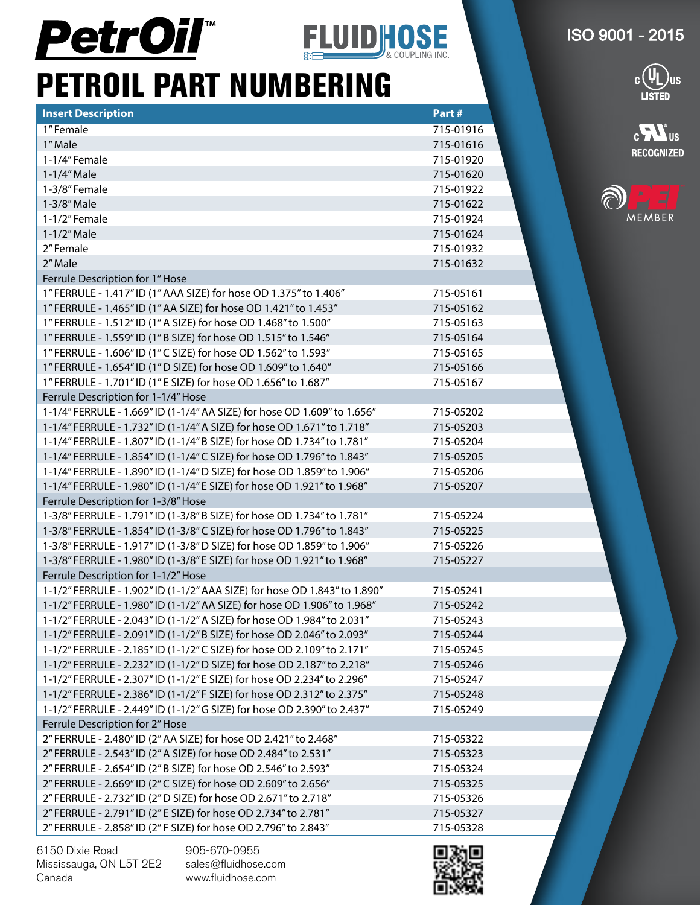# PetrOil™ FLUIDHOSE & COUPLING INC.

# PETROIL PART NUMBERING

ISO 9001 - 2015

c UL us LISTED

c RU us RECOGNIZED

PEI MEMBER

| Insert Description | Part # |
|---|---|
| 1" Female | 715-01916 |
| 1" Male | 715-01616 |
| 1-1/4" Female | 715-01920 |
| 1-1/4" Male | 715-01620 |
| 1-3/8" Female | 715-01922 |
| 1-3/8" Male | 715-01622 |
| 1-1/2" Female | 715-01924 |
| 1-1/2" Male | 715-01624 |
| 2" Female | 715-01932 |
| 2" Male | 715-01632 |
| **Ferrule Description for 1" Hose** | |
| 1" FERRULE - 1.417" ID (1" AAA SIZE) for hose OD 1.375" to 1.406" | 715-05161 |
| 1" FERRULE - 1.465" ID (1" AA SIZE) for hose OD 1.421" to 1.453" | 715-05162 |
| 1" FERRULE - 1.512" ID (1" A SIZE) for hose OD 1.468" to 1.500" | 715-05163 |
| 1" FERRULE - 1.559" ID (1" B SIZE) for hose OD 1.515" to 1.546" | 715-05164 |
| 1" FERRULE - 1.606" ID (1" C SIZE) for hose OD 1.562" to 1.593" | 715-05165 |
| 1" FERRULE - 1.654" ID (1" D SIZE) for hose OD 1.609" to 1.640" | 715-05166 |
| 1" FERRULE - 1.701" ID (1" E SIZE) for hose OD 1.656" to 1.687" | 715-05167 |
| **Ferrule Description for 1-1/4" Hose** | |
| 1-1/4" FERRULE - 1.669" ID (1-1/4" AA SIZE) for hose OD 1.609" to 1.656" | 715-05202 |
| 1-1/4" FERRULE - 1.732" ID (1-1/4" A SIZE) for hose OD 1.671" to 1.718" | 715-05203 |
| 1-1/4" FERRULE - 1.807" ID (1-1/4" B SIZE) for hose OD 1.734" to 1.781" | 715-05204 |
| 1-1/4" FERRULE - 1.854" ID (1-1/4" C SIZE) for hose OD 1.796" to 1.843" | 715-05205 |
| 1-1/4" FERRULE - 1.890" ID (1-1/4" D SIZE) for hose OD 1.859" to 1.906" | 715-05206 |
| 1-1/4" FERRULE - 1.980" ID (1-1/4" E SIZE) for hose OD 1.921" to 1.968" | 715-05207 |
| **Ferrule Description for 1-3/8" Hose** | |
| 1-3/8" FERRULE - 1.791" ID (1-3/8" B SIZE) for hose OD 1.734" to 1.781" | 715-05224 |
| 1-3/8" FERRULE - 1.854" ID (1-3/8" C SIZE) for hose OD 1.796" to 1.843" | 715-05225 |
| 1-3/8" FERRULE - 1.917" ID (1-3/8" D SIZE) for hose OD 1.859" to 1.906" | 715-05226 |
| 1-3/8" FERRULE - 1.980" ID (1-3/8" E SIZE) for hose OD 1.921" to 1.968" | 715-05227 |
| **Ferrule Description for 1-1/2" Hose** | |
| 1-1/2" FERRULE - 1.902" ID (1-1/2" AAA SIZE) for hose OD 1.843" to 1.890" | 715-05241 |
| 1-1/2" FERRULE - 1.980" ID (1-1/2" AA SIZE) for hose OD 1.906" to 1.968" | 715-05242 |
| 1-1/2" FERRULE - 2.043" ID (1-1/2" A SIZE) for hose OD 1.984" to 2.031" | 715-05243 |
| 1-1/2" FERRULE - 2.091" ID (1-1/2" B SIZE) for hose OD 2.046" to 2.093" | 715-05244 |
| 1-1/2" FERRULE - 2.185" ID (1-1/2" C SIZE) for hose OD 2.109" to 2.171" | 715-05245 |
| 1-1/2" FERRULE - 2.232" ID (1-1/2" D SIZE) for hose OD 2.187" to 2.218" | 715-05246 |
| 1-1/2" FERRULE - 2.307" ID (1-1/2" E SIZE) for hose OD 2.234" to 2.296" | 715-05247 |
| 1-1/2" FERRULE - 2.386" ID (1-1/2" F SIZE) for hose OD 2.312" to 2.375" | 715-05248 |
| 1-1/2" FERRULE - 2.449" ID (1-1/2" G SIZE) for hose OD 2.390" to 2.437" | 715-05249 |
| **Ferrule Description for 2" Hose** | |
| 2" FERRULE - 2.480" ID (2" AA SIZE) for hose OD 2.421" to 2.468" | 715-05322 |
| 2" FERRULE - 2.543" ID (2" A SIZE) for hose OD 2.484" to 2.531" | 715-05323 |
| 2" FERRULE - 2.654" ID (2" B SIZE) for hose OD 2.546" to 2.593" | 715-05324 |
| 2" FERRULE - 2.669" ID (2" C SIZE) for hose OD 2.609" to 2.656" | 715-05325 |
| 2" FERRULE - 2.732" ID (2" D SIZE) for hose OD 2.671" to 2.718" | 715-05326 |
| 2" FERRULE - 2.791" ID (2" E SIZE) for hose OD 2.734" to 2.781" | 715-05327 |
| 2" FERRULE - 2.858" ID (2" F SIZE) for hose OD 2.796" to 2.843" | 715-05328 |

6150 Dixie Road
Mississauga, ON L5T 2E2
Canada

905-670-0955
sales@fluidhose.com
www.fluidhose.com